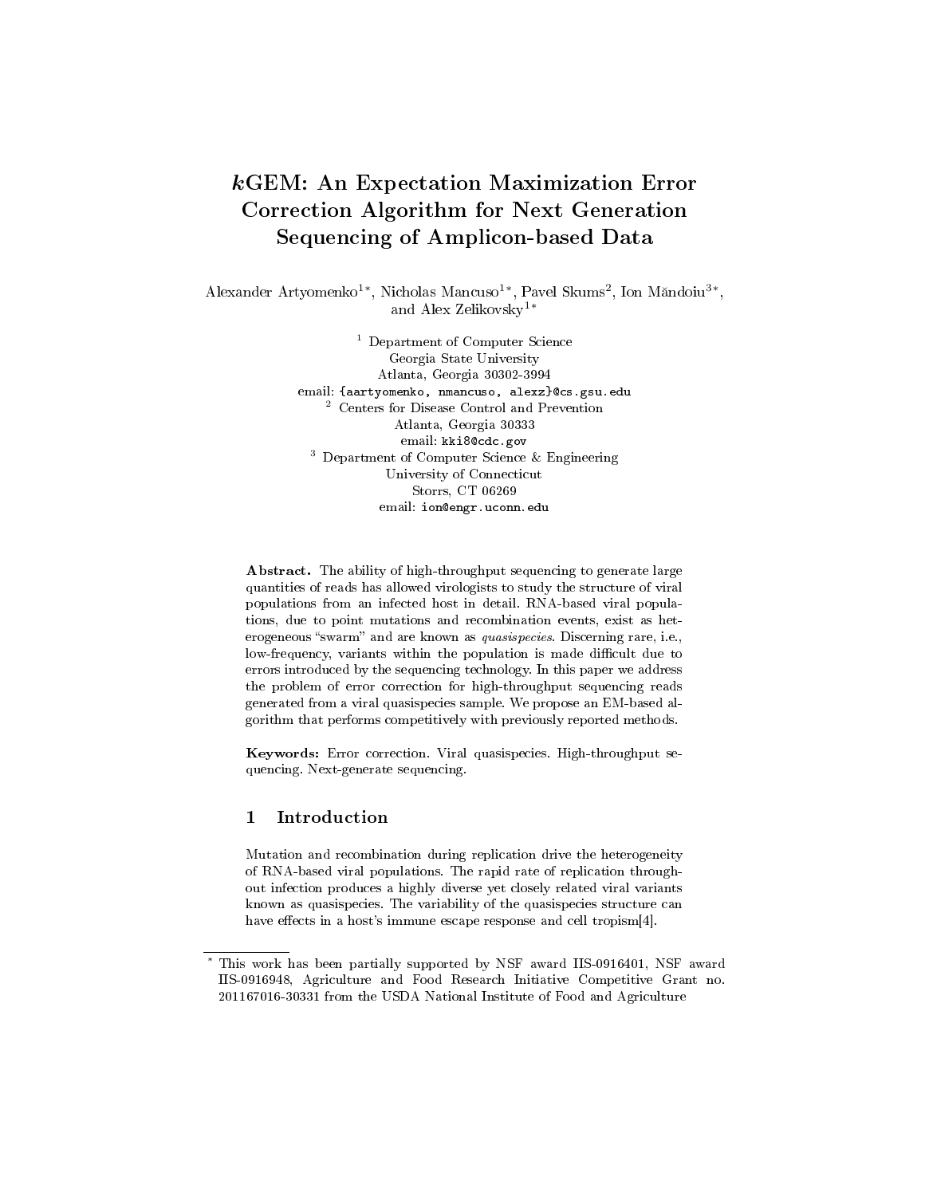# *k*GEM: An Expectation Maximization Error Correction Algorithm for Next Generation Sequencing of Amplicon-based Data

Alexander Artyomenko[1*], Nicholas Mancuso[1*], Pavel Skums[2], Ion Măndoiu[3*], and Alex Zelikovsky[1*]

[1] Department of Computer Science
Georgia State University
Atlanta, Georgia 30302-3994
email: {aartyomenko, nmancuso, alexz}@cs.gsu.edu

[2] Centers for Disease Control and Prevention
Atlanta, Georgia 30333
email: kki8@cdc.gov

[3] Department of Computer Science & Engineering
University of Connecticut
Storrs, CT 06269
email: ion@engr.uconn.edu

**Abstract.** The ability of high-throughput sequencing to generate large quantities of reads has allowed virologists to study the structure of viral populations from an infected host in detail. RNA-based viral populations, due to point mutations and recombination events, exist as heterogeneous "swarm" and are known as *quasispecies*. Discerning rare, i.e., low-frequency, variants within the population is made difficult due to errors introduced by the sequencing technology. In this paper we address the problem of error correction for high-throughput sequencing reads generated from a viral quasispecies sample. We propose an EM-based algorithm that performs competitively with previously reported methods.

**Keywords:** Error correction. Viral quasispecies. High-throughput sequencing. Next-generate sequencing.

## 1 Introduction

Mutation and recombination during replication drive the heterogeneity of RNA-based viral populations. The rapid rate of replication throughout infection produces a highly diverse yet closely related viral variants known as quasispecies. The variability of the quasispecies structure can have effects in a host's immune escape response and cell tropism[4].

[*] This work has been partially supported by NSF award IIS-0916401, NSF award IIS-0916948, Agriculture and Food Research Initiative Competitive Grant no. 201167016-30331 from the USDA National Institute of Food and Agriculture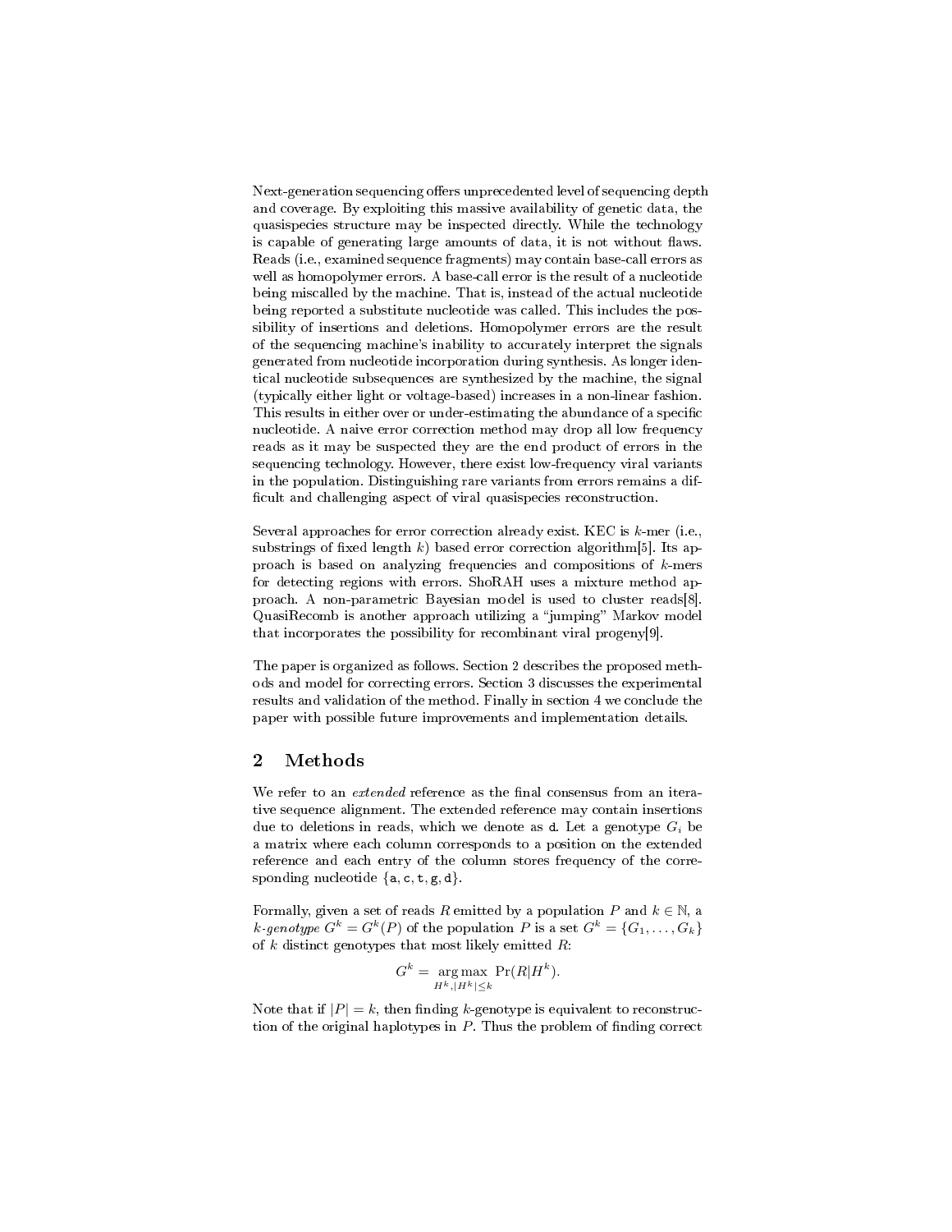Next-generation sequencing offers unprecedented level of sequencing depth and coverage. By exploiting this massive availability of genetic data, the quasispecies structure may be inspected directly. While the technology is capable of generating large amounts of data, it is not without flaws. Reads (i.e., examined sequence fragments) may contain base-call errors as well as homopolymer errors. A base-call error is the result of a nucleotide being miscalled by the machine. That is, instead of the actual nucleotide being reported a substitute nucleotide was called. This includes the possibility of insertions and deletions. Homopolymer errors are the result of the sequencing machine's inability to accurately interpret the signals generated from nucleotide incorporation during synthesis. As longer identical nucleotide subsequences are synthesized by the machine, the signal (typically either light or voltage-based) increases in a non-linear fashion. This results in either over or under-estimating the abundance of a specific nucleotide. A naive error correction method may drop all low frequency reads as it may be suspected they are the end product of errors in the sequencing technology. However, there exist low-frequency viral variants in the population. Distinguishing rare variants from errors remains a difficult and challenging aspect of viral quasispecies reconstruction.

Several approaches for error correction already exist. KEC is $k$-mer (i.e., substrings of fixed length $k$) based error correction algorithm[5]. Its approach is based on analyzing frequencies and compositions of $k$-mers for detecting regions with errors. ShoRAH uses a mixture method approach. A non-parametric Bayesian model is used to cluster reads[8]. QuasiRecomb is another approach utilizing a "jumping" Markov model that incorporates the possibility for recombinant viral progeny[9].

The paper is organized as follows. Section 2 describes the proposed methods and model for correcting errors. Section 3 discusses the experimental results and validation of the method. Finally in section 4 we conclude the paper with possible future improvements and implementation details.

## 2 Methods

We refer to an *extended* reference as the final consensus from an iterative sequence alignment. The extended reference may contain insertions due to deletions in reads, which we denote as d. Let a genotype $G_i$ be a matrix where each column corresponds to a position on the extended reference and each entry of the column stores frequency of the corresponding nucleotide $\{a, c, t, g, d\}$.

Formally, given a set of reads $R$ emitted by a population $P$ and $k \in \mathbb{N}$, a *$k$-genotype* $G^k = G^k(P)$ of the population $P$ is a set $G^k = \{G_1, \ldots, G_k\}$ of $k$ distinct genotypes that most likely emitted $R$:

$$G^k = \underset{H^k, |H^k| \leq k}{\arg\max} \Pr(R|H^k).$$

Note that if $|P| = k$, then finding $k$-genotype is equivalent to reconstruction of the original haplotypes in $P$. Thus the problem of finding correct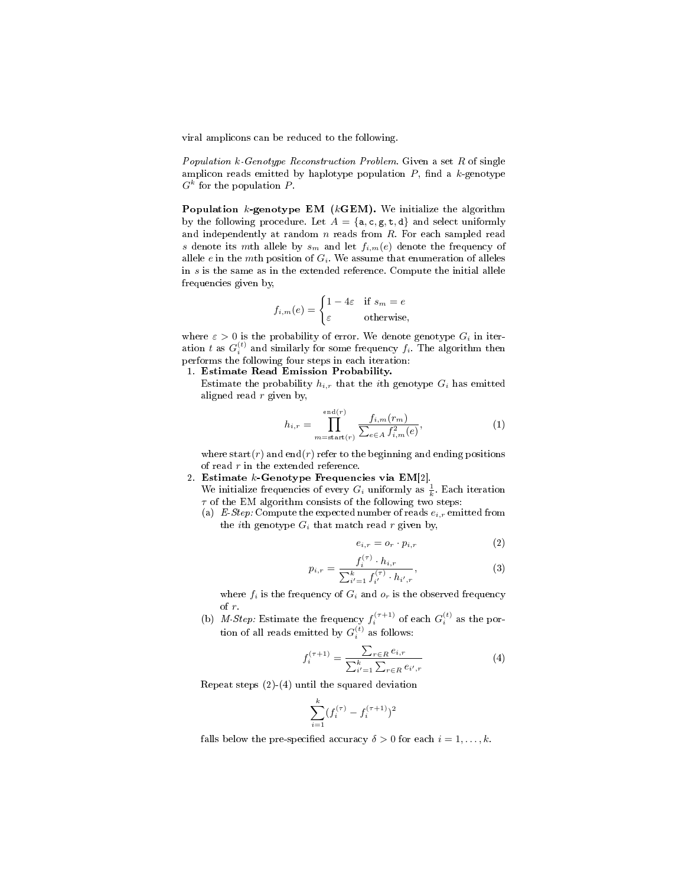viral amplicons can be reduced to the following.

*Population k-Genotype Reconstruction Problem.* Given a set $R$ of single amplicon reads emitted by haplotype population $P$, find a $k$-genotype $G^k$ for the population $P$.

**Population $k$-genotype EM ($k$GEM).** We initialize the algorithm by the following procedure. Let $A = \{\mathtt{a}, \mathtt{c}, \mathtt{g}, \mathtt{t}, \mathtt{d}\}$ and select uniformly and independently at random $n$ reads from $R$. For each sampled read $s$ denote its $m$th allele by $s_m$ and let $f_{i,m}(e)$ denote the frequency of allele $e$ in the $m$th position of $G_i$. We assume that enumeration of alleles in $s$ is the same as in the extended reference. Compute the initial allele frequencies given by,

$$f_{i,m}(e) = \begin{cases} 1 - 4\varepsilon & \text{if } s_m = e \\ \varepsilon & \text{otherwise,} \end{cases}$$

where $\varepsilon > 0$ is the probability of error. We denote genotype $G_i$ in iteration $t$ as $G_i^{(t)}$ and similarly for some frequency $f_i$. The algorithm then performs the following four steps in each iteration:

1. **Estimate Read Emission Probability.**
   Estimate the probability $h_{i,r}$ that the $i$th genotype $G_i$ has emitted aligned read $r$ given by,

   $$h_{i,r} = \prod_{m=\text{start}(r)}^{\text{end}(r)} \frac{f_{i,m}(r_m)}{\sum_{e \in A} f_{i,m}^2(e)}, \tag{1}$$

   where start$(r)$ and end$(r)$ refer to the beginning and ending positions of read $r$ in the extended reference.
2. **Estimate $k$-Genotype Frequencies via EM[2].**
   We initialize frequencies of every $G_i$ uniformly as $\frac{1}{k}$. Each iteration $\tau$ of the EM algorithm consists of the following two steps:
   (a) *E-Step:* Compute the expected number of reads $e_{i,r}$ emitted from the $i$th genotype $G_i$ that match read $r$ given by,

   $$e_{i,r} = o_r \cdot p_{i,r} \tag{2}$$

   $$p_{i,r} = \frac{f_i^{(\tau)} \cdot h_{i,r}}{\sum_{i'=1}^{k} f_{i'}^{(\tau)} \cdot h_{i',r}}, \tag{3}$$

   where $f_i$ is the frequency of $G_i$ and $o_r$ is the observed frequency of $r$.
   (b) *M-Step:* Estimate the frequency $f_i^{(\tau+1)}$ of each $G_i^{(t)}$ as the portion of all reads emitted by $G_i^{(t)}$ as follows:

   $$f_i^{(\tau+1)} = \frac{\sum_{r \in R} e_{i,r}}{\sum_{i'=1}^{k} \sum_{r \in R} e_{i',r}} \tag{4}$$

   Repeat steps (2)-(4) until the squared deviation

   $$\sum_{i=1}^{k} (f_i^{(\tau)} - f_i^{(\tau+1)})^2$$

   falls below the pre-specified accuracy $\delta > 0$ for each $i = 1, \ldots, k$.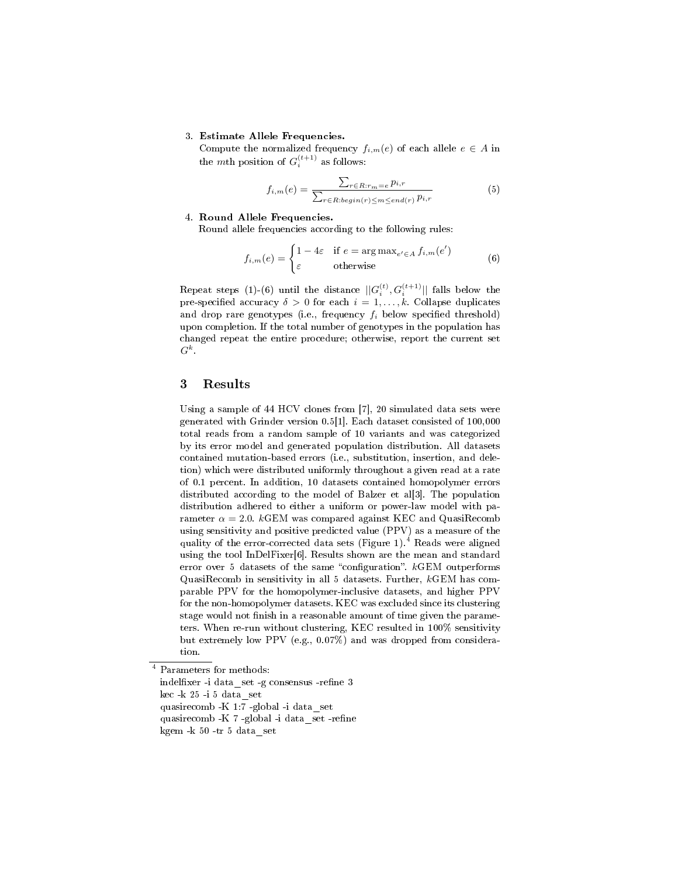3. **Estimate Allele Frequencies.**
   Compute the normalized frequency $f_{i,m}(e)$ of each allele $e \in A$ in the $m$th position of $G_i^{(t+1)}$ as follows:

$$f_{i,m}(e) = \frac{\sum_{r \in R: r_m = e} p_{i,r}}{\sum_{r \in R: begin(r) \leq m \leq end(r)} p_{i,r}} \quad (5)$$

4. **Round Allele Frequencies.**
   Round allele frequencies according to the following rules:

$$f_{i,m}(e) = \begin{cases} 1 - 4\varepsilon & \text{if } e = \arg\max_{e' \in A} f_{i,m}(e') \\ \varepsilon & \text{otherwise} \end{cases} \quad (6)$$

Repeat steps (1)-(6) until the distance $||G_i^{(t)}, G_i^{(t+1)}||$ falls below the pre-specified accuracy $\delta > 0$ for each $i = 1, \ldots, k$. Collapse duplicates and drop rare genotypes (i.e., frequency $f_i$ below specified threshold) upon completion. If the total number of genotypes in the population has changed repeat the entire procedure; otherwise, report the current set $G^k$.

## 3 Results

Using a sample of 44 HCV clones from [7], 20 simulated data sets were generated with Grinder version 0.5[1]. Each dataset consisted of 100,000 total reads from a random sample of 10 variants and was categorized by its error model and generated population distribution. All datasets contained mutation-based errors (i.e., substitution, insertion, and deletion) which were distributed uniformly throughout a given read at a rate of 0.1 percent. In addition, 10 datasets contained homopolymer errors distributed according to the model of Balzer et al[3]. The population distribution adhered to either a uniform or power-law model with parameter $\alpha = 2.0$. $k$GEM was compared against KEC and QuasiRecomb using sensitivity and positive predicted value (PPV) as a measure of the quality of the error-corrected data sets (Figure 1).[4] Reads were aligned using the tool InDelFixer[6]. Results shown are the mean and standard error over 5 datasets of the same "configuration". $k$GEM outperforms QuasiRecomb in sensitivity in all 5 datasets. Further, $k$GEM has comparable PPV for the homopolymer-inclusive datasets, and higher PPV for the non-homopolymer datasets. KEC was excluded since its clustering stage would not finish in a reasonable amount of time given the parameters. When re-run without clustering, KEC resulted in 100% sensitivity but extremely low PPV (e.g., 0.07%) and was dropped from consideration.

---

[4] Parameters for methods:

```
indelfixer -i data_set -g consensus -refine 3
kec -k 25 -i 5 data_set
quasirecomb -K 1:7 -global -i data_set
quasirecomb -K 7 -global -i data_set -refine
kgem -k 50 -tr 5 data_set
```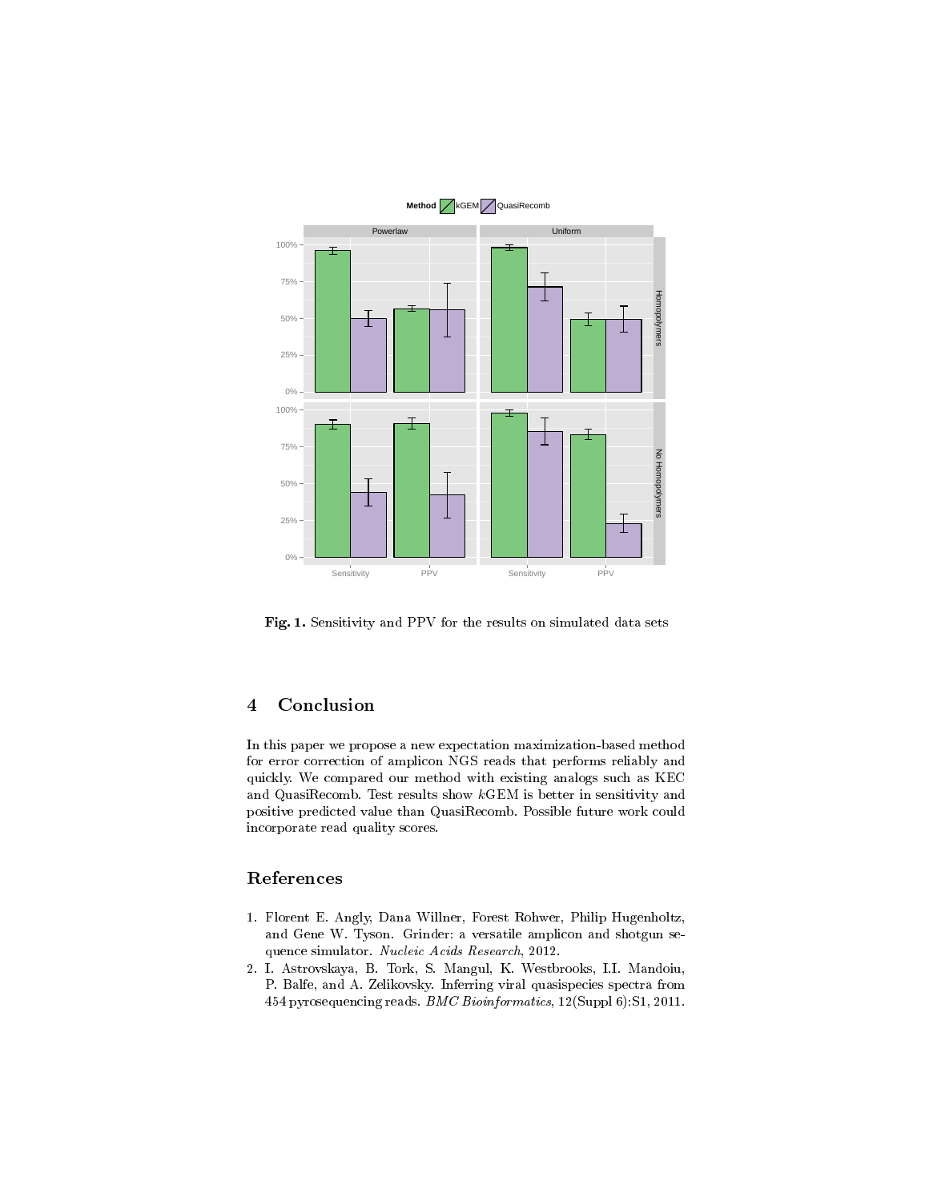**Fig. 1.** Sensitivity and PPV for the results on simulated data sets

## 4 Conclusion

In this paper we propose a new expectation maximization-based method for error correction of amplicon NGS reads that performs reliably and quickly. We compared our method with existing analogs such as KEC and QuasiRecomb. Test results show *k*GEM is better in sensitivity and positive predicted value than QuasiRecomb. Possible future work could incorporate read quality scores.

## References

1. Florent E. Angly, Dana Willner, Forest Rohwer, Philip Hugenholtz, and Gene W. Tyson. Grinder: a versatile amplicon and shotgun sequence simulator. *Nucleic Acids Research*, 2012.
2. I. Astrovskaya, B. Tork, S. Mangul, K. Westbrooks, I.I. Mandoiu, P. Balfe, and A. Zelikovsky. Inferring viral quasispecies spectra from 454 pyrosequencing reads. *BMC Bioinformatics*, 12(Suppl 6):S1, 2011.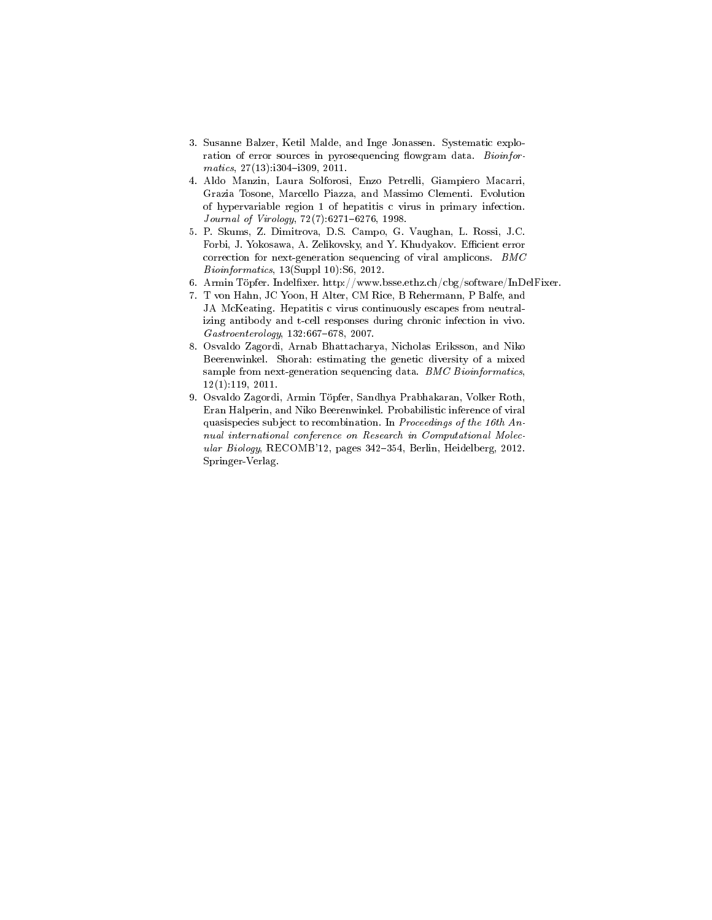3. Susanne Balzer, Ketil Malde, and Inge Jonassen. Systematic exploration of error sources in pyrosequencing flowgram data. *Bioinformatics*, 27(13):i304–i309, 2011.
4. Aldo Manzin, Laura Solforosi, Enzo Petrelli, Giampiero Macarri, Grazia Tosone, Marcello Piazza, and Massimo Clementi. Evolution of hypervariable region 1 of hepatitis c virus in primary infection. *Journal of Virology*, 72(7):6271–6276, 1998.
5. P. Skums, Z. Dimitrova, D.S. Campo, G. Vaughan, L. Rossi, J.C. Forbi, J. Yokosawa, A. Zelikovsky, and Y. Khudyakov. Efficient error correction for next-generation sequencing of viral amplicons. *BMC Bioinformatics*, 13(Suppl 10):S6, 2012.
6. Armin Töpfer. Indelfixer. http://www.bsse.ethz.ch/cbg/software/InDelFixer.
7. T von Hahn, JC Yoon, H Alter, CM Rice, B Rehermann, P Balfe, and JA McKeating. Hepatitis c virus continuously escapes from neutralizing antibody and t-cell responses during chronic infection in vivo. *Gastroenterology*, 132:667–678, 2007.
8. Osvaldo Zagordi, Arnab Bhattacharya, Nicholas Eriksson, and Niko Beerenwinkel. Shorah: estimating the genetic diversity of a mixed sample from next-generation sequencing data. *BMC Bioinformatics*, 12(1):119, 2011.
9. Osvaldo Zagordi, Armin Töpfer, Sandhya Prabhakaran, Volker Roth, Eran Halperin, and Niko Beerenwinkel. Probabilistic inference of viral quasispecies subject to recombination. In *Proceedings of the 16th Annual international conference on Research in Computational Molecular Biology*, RECOMB'12, pages 342–354, Berlin, Heidelberg, 2012. Springer-Verlag.